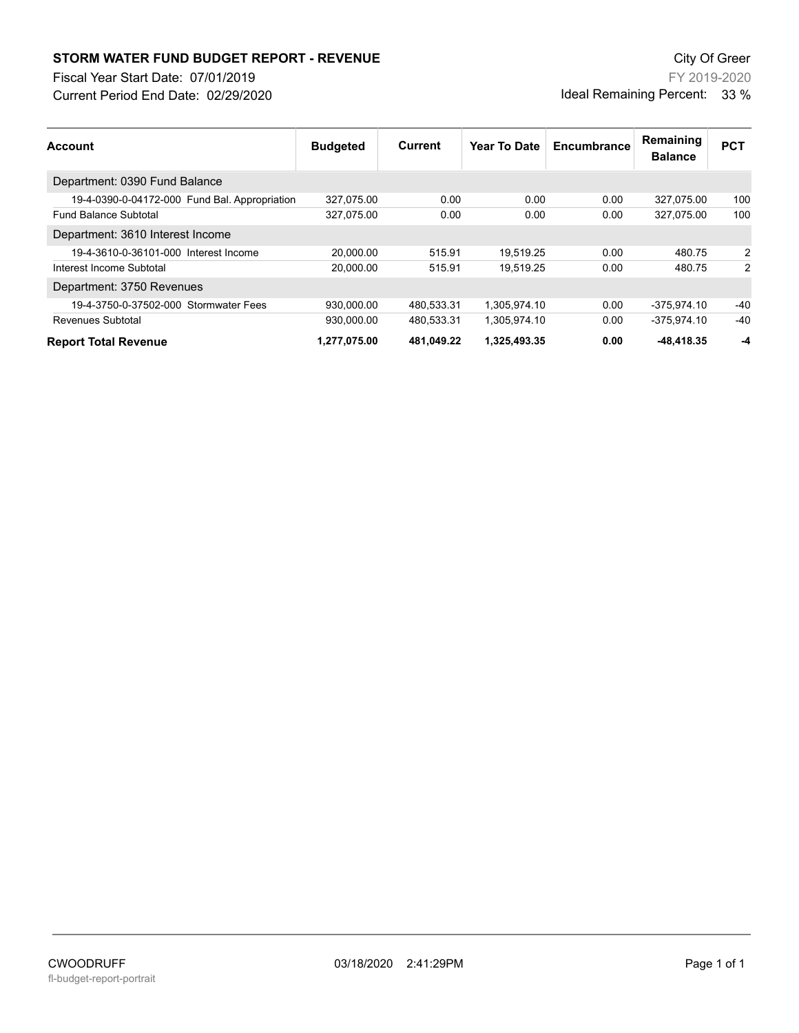# STORM WATER FUND BUDGET REPORT - REVENUE

Fiscal Year Start Date: 07/01/2019
Current Period End Date: 02/29/2020

City Of Greer
FY 2019-2020
Ideal Remaining Percent: 33 %

| Account | Budgeted | Current | Year To Date | Encumbrance | Remaining Balance | PCT |
|---|---|---|---|---|---|---|
| Department: 0390 Fund Balance | | | | | | |
| 19-4-0390-0-04172-000 Fund Bal. Appropriation | 327,075.00 | 0.00 | 0.00 | 0.00 | 327,075.00 | 100 |
| Fund Balance Subtotal | 327,075.00 | 0.00 | 0.00 | 0.00 | 327,075.00 | 100 |
| Department: 3610 Interest Income | | | | | | |
| 19-4-3610-0-36101-000 Interest Income | 20,000.00 | 515.91 | 19,519.25 | 0.00 | 480.75 | 2 |
| Interest Income Subtotal | 20,000.00 | 515.91 | 19,519.25 | 0.00 | 480.75 | 2 |
| Department: 3750 Revenues | | | | | | |
| 19-4-3750-0-37502-000 Stormwater Fees | 930,000.00 | 480,533.31 | 1,305,974.10 | 0.00 | -375,974.10 | -40 |
| Revenues Subtotal | 930,000.00 | 480,533.31 | 1,305,974.10 | 0.00 | -375,974.10 | -40 |
| **Report Total Revenue** | **1,277,075.00** | **481,049.22** | **1,325,493.35** | **0.00** | **-48,418.35** | **-4** |

CWOODRUFF
fl-budget-report-portrait
03/18/2020 2:41:29PM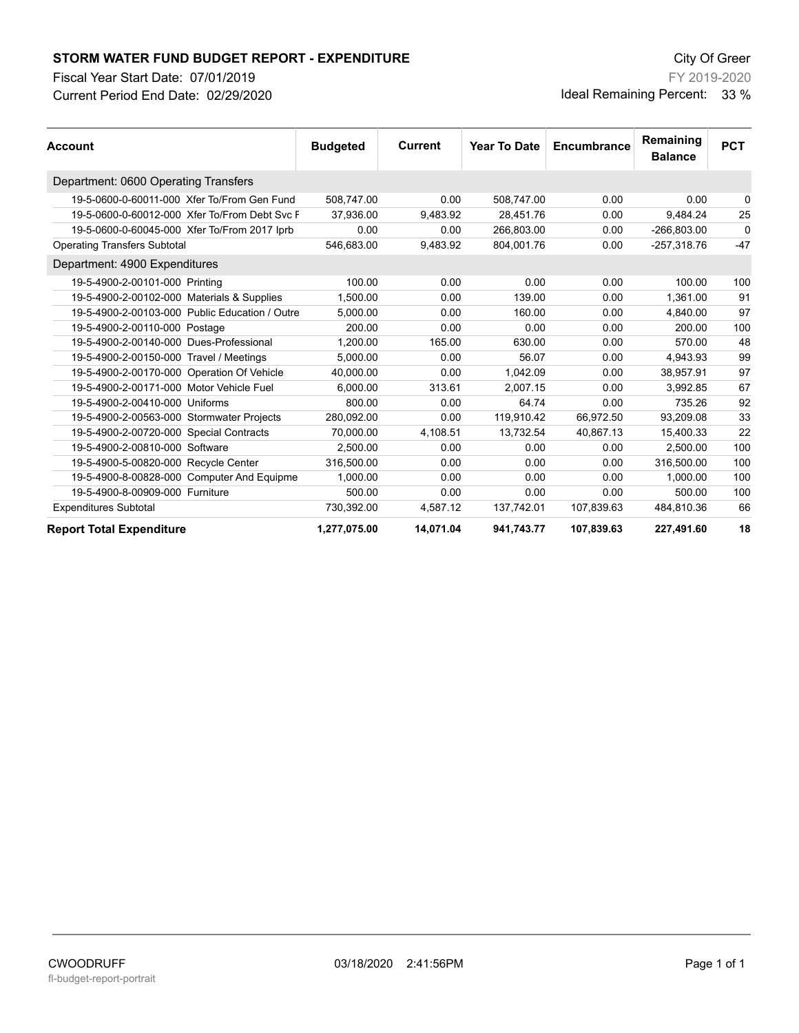# STORM WATER FUND BUDGET REPORT - EXPENDITURE

City Of Greer

Fiscal Year Start Date: 07/01/2019

FY 2019-2020

Current Period End Date: 02/29/2020

Ideal Remaining Percent: 33 %

| Account | Budgeted | Current | Year To Date | Encumbrance | Remaining Balance | PCT |
|---|---|---|---|---|---|---|
| Department: 0600 Operating Transfers | | | | | | |
| 19-5-0600-0-60011-000 Xfer To/From Gen Fund | 508,747.00 | 0.00 | 508,747.00 | 0.00 | 0.00 | 0 |
| 19-5-0600-0-60012-000 Xfer To/From Debt Svc F | 37,936.00 | 9,483.92 | 28,451.76 | 0.00 | 9,484.24 | 25 |
| 19-5-0600-0-60045-000 Xfer To/From 2017 Iprb | 0.00 | 0.00 | 266,803.00 | 0.00 | -266,803.00 | 0 |
| Operating Transfers Subtotal | 546,683.00 | 9,483.92 | 804,001.76 | 0.00 | -257,318.76 | -47 |
| Department: 4900 Expenditures | | | | | | |
| 19-5-4900-2-00101-000 Printing | 100.00 | 0.00 | 0.00 | 0.00 | 100.00 | 100 |
| 19-5-4900-2-00102-000 Materials & Supplies | 1,500.00 | 0.00 | 139.00 | 0.00 | 1,361.00 | 91 |
| 19-5-4900-2-00103-000 Public Education / Outre | 5,000.00 | 0.00 | 160.00 | 0.00 | 4,840.00 | 97 |
| 19-5-4900-2-00110-000 Postage | 200.00 | 0.00 | 0.00 | 0.00 | 200.00 | 100 |
| 19-5-4900-2-00140-000 Dues-Professional | 1,200.00 | 165.00 | 630.00 | 0.00 | 570.00 | 48 |
| 19-5-4900-2-00150-000 Travel / Meetings | 5,000.00 | 0.00 | 56.07 | 0.00 | 4,943.93 | 99 |
| 19-5-4900-2-00170-000 Operation Of Vehicle | 40,000.00 | 0.00 | 1,042.09 | 0.00 | 38,957.91 | 97 |
| 19-5-4900-2-00171-000 Motor Vehicle Fuel | 6,000.00 | 313.61 | 2,007.15 | 0.00 | 3,992.85 | 67 |
| 19-5-4900-2-00410-000 Uniforms | 800.00 | 0.00 | 64.74 | 0.00 | 735.26 | 92 |
| 19-5-4900-2-00563-000 Stormwater Projects | 280,092.00 | 0.00 | 119,910.42 | 66,972.50 | 93,209.08 | 33 |
| 19-5-4900-2-00720-000 Special Contracts | 70,000.00 | 4,108.51 | 13,732.54 | 40,867.13 | 15,400.33 | 22 |
| 19-5-4900-2-00810-000 Software | 2,500.00 | 0.00 | 0.00 | 0.00 | 2,500.00 | 100 |
| 19-5-4900-5-00820-000 Recycle Center | 316,500.00 | 0.00 | 0.00 | 0.00 | 316,500.00 | 100 |
| 19-5-4900-8-00828-000 Computer And Equipme | 1,000.00 | 0.00 | 0.00 | 0.00 | 1,000.00 | 100 |
| 19-5-4900-8-00909-000 Furniture | 500.00 | 0.00 | 0.00 | 0.00 | 500.00 | 100 |
| Expenditures Subtotal | 730,392.00 | 4,587.12 | 137,742.01 | 107,839.63 | 484,810.36 | 66 |
| **Report Total Expenditure** | **1,277,075.00** | **14,071.04** | **941,743.77** | **107,839.63** | **227,491.60** | **18** |

CWOODRUFF 03/18/2020 2:41:56PM

fl-budget-report-portrait